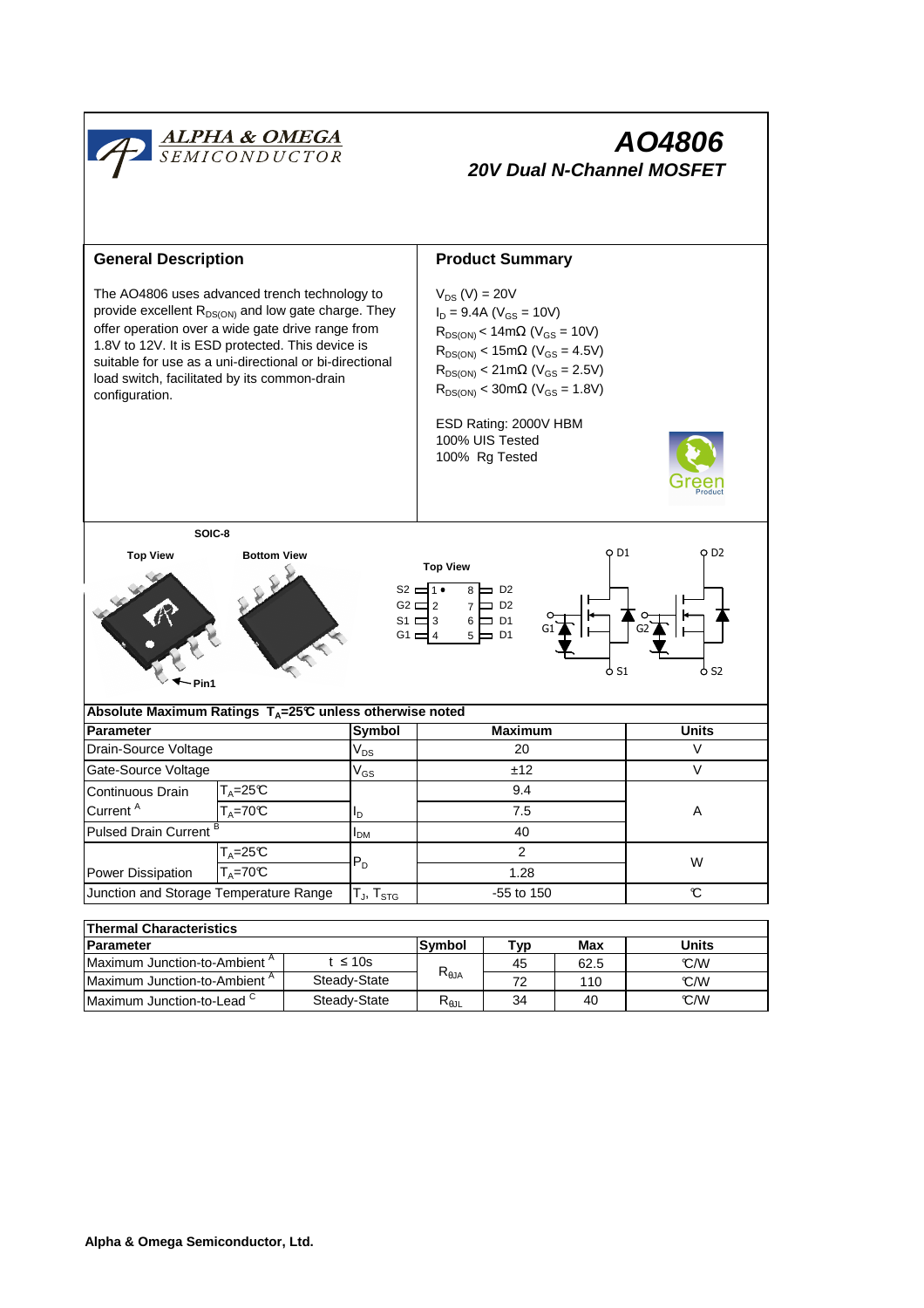ALPHA & OMEGA SEMICONDUCTOR

# AO4806

## 20V Dual N-Channel MOSFET

## General Description

The AO4806 uses advanced trench technology to provide excellent $R_{DS(ON)}$ and low gate charge. They offer operation over a wide gate drive range from 1.8V to 12V. It is ESD protected. This device is suitable for use as a uni-directional or bi-directional load switch, facilitated by its common-drain configuration.

## Product Summary

$V_{DS}$ (V) = 20V
$I_D$ = 9.4A ($V_{GS}$ = 10V)
$R_{DS(ON)}$ < 14mΩ ($V_{GS}$ = 10V)
$R_{DS(ON)}$ < 15mΩ ($V_{GS}$ = 4.5V)
$R_{DS(ON)}$ < 21mΩ ($V_{GS}$ = 2.5V)
$R_{DS(ON)}$ < 30mΩ ($V_{GS}$ = 1.8V)

ESD Rating: 2000V HBM
100% UIS Tested
100% Rg Tested

SOIC-8

Top View | Bottom View | Top View

Pin1

| Pin | Name | Pin | Name |
|---|---|---|---|
| 1 | S2 | 8 | D2 |
| 2 | G2 | 7 | D2 |
| 3 | S1 | 6 | D1 |
| 4 | G1 | 5 | D1 |

## Absolute Maximum Ratings $T_A$=25°C unless otherwise noted

| Parameter | | Symbol | Maximum | Units |
|---|---|---|---|---|
| Drain-Source Voltage | | $V_{DS}$ | 20 | V |
| Gate-Source Voltage | | $V_{GS}$ | ±12 | V |
| Continuous Drain Current [A] | $T_A$=25°C | $I_D$ | 9.4 | A |
| | $T_A$=70°C | | 7.5 | |
| Pulsed Drain Current [B] | | $I_{DM}$ | 40 | |
| Power Dissipation | $T_A$=25°C | $P_D$ | 2 | W |
| | $T_A$=70°C | | 1.28 | |
| Junction and Storage Temperature Range | | $T_J$, $T_{STG}$ | -55 to 150 | °C |

## Thermal Characteristics

| Parameter | | Symbol | Typ | Max | Units |
|---|---|---|---|---|---|
| Maximum Junction-to-Ambient [A] | t ≤ 10s | $R_{\theta JA}$ | 45 | 62.5 | °C/W |
| Maximum Junction-to-Ambient [A] | Steady-State | | 72 | 110 | °C/W |
| Maximum Junction-to-Lead [C] | Steady-State | $R_{\theta JL}$ | 34 | 40 | °C/W |

Alpha & Omega Semiconductor, Ltd.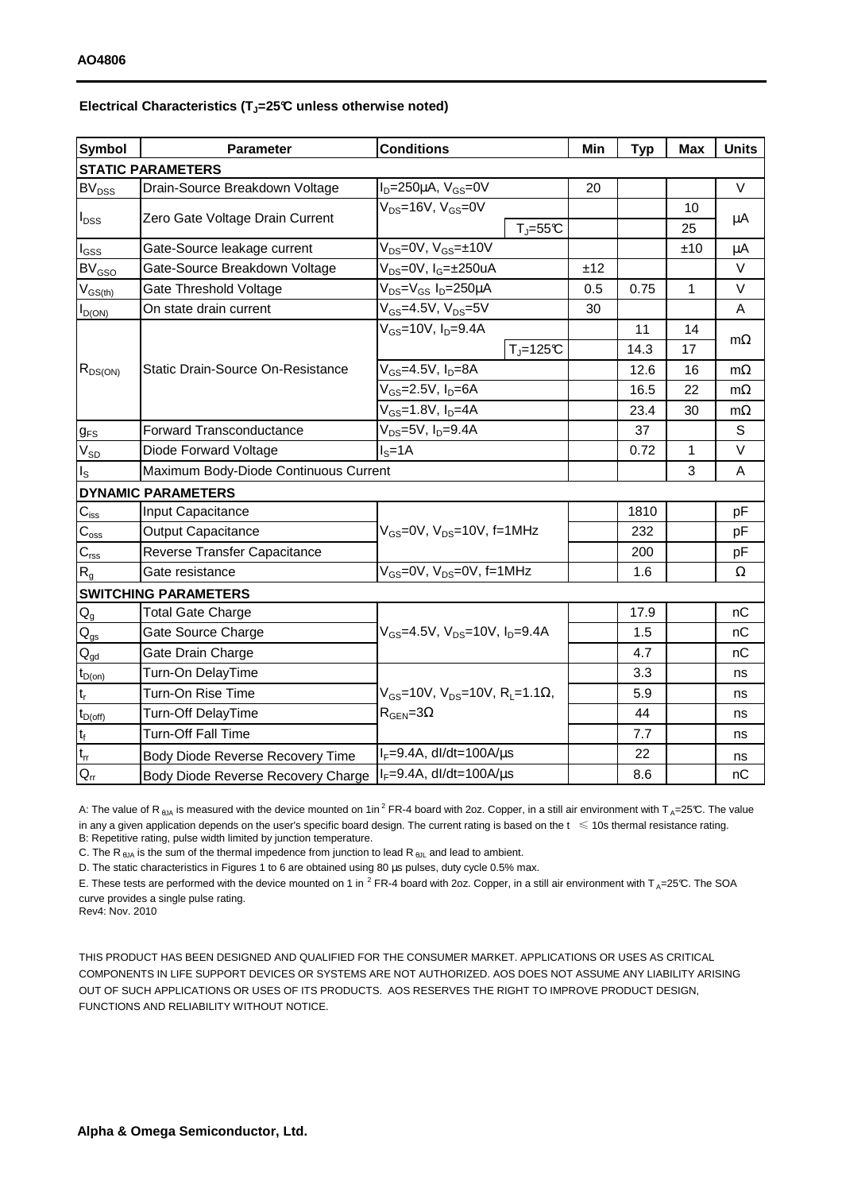**AO4806**

**Electrical Characteristics ($T_J$=25℃ unless otherwise noted)**

| Symbol | Parameter | Conditions | | Min | Typ | Max | Units |
|---|---|---|---|---|---|---|---|
| **STATIC PARAMETERS** | | | | | | | |
| $BV_{DSS}$ | Drain-Source Breakdown Voltage | $I_D$=250µA, $V_{GS}$=0V | | 20 | | | V |
| $I_{DSS}$ | Zero Gate Voltage Drain Current | $V_{DS}$=16V, $V_{GS}$=0V | | | | 10 | µA |
| | | | $T_J$=55℃ | | | 25 | |
| $I_{GSS}$ | Gate-Source leakage current | $V_{DS}$=0V, $V_{GS}$=±10V | | | | ±10 | µA |
| $BV_{GSO}$ | Gate-Source Breakdown Voltage | $V_{DS}$=0V, $I_G$=±250uA | | ±12 | | | V |
| $V_{GS(th)}$ | Gate Threshold Voltage | $V_{DS}$=$V_{GS}$ $I_D$=250µA | | 0.5 | 0.75 | 1 | V |
| $I_{D(ON)}$ | On state drain current | $V_{GS}$=4.5V, $V_{DS}$=5V | | 30 | | | A |
| $R_{DS(ON)}$ | Static Drain-Source On-Resistance | $V_{GS}$=10V, $I_D$=9.4A | | | 11 | 14 | mΩ |
| | | | $T_J$=125℃ | | 14.3 | 17 | |
| | | $V_{GS}$=4.5V, $I_D$=8A | | | 12.6 | 16 | mΩ |
| | | $V_{GS}$=2.5V, $I_D$=6A | | | 16.5 | 22 | mΩ |
| | | $V_{GS}$=1.8V, $I_D$=4A | | | 23.4 | 30 | mΩ |
| $g_{FS}$ | Forward Transconductance | $V_{DS}$=5V, $I_D$=9.4A | | | 37 | | S |
| $V_{SD}$ | Diode Forward Voltage | $I_S$=1A | | | 0.72 | 1 | V |
| $I_S$ | Maximum Body-Diode Continuous Current | | | | | 3 | A |
| **DYNAMIC PARAMETERS** | | | | | | | |
| $C_{iss}$ | Input Capacitance | $V_{GS}$=0V, $V_{DS}$=10V, f=1MHz | | | 1810 | | pF |
| $C_{oss}$ | Output Capacitance | | | | 232 | | pF |
| $C_{rss}$ | Reverse Transfer Capacitance | | | | 200 | | pF |
| $R_g$ | Gate resistance | $V_{GS}$=0V, $V_{DS}$=0V, f=1MHz | | | 1.6 | | Ω |
| **SWITCHING PARAMETERS** | | | | | | | |
| $Q_g$ | Total Gate Charge | $V_{GS}$=4.5V, $V_{DS}$=10V, $I_D$=9.4A | | | 17.9 | | nC |
| $Q_{gs}$ | Gate Source Charge | | | | 1.5 | | nC |
| $Q_{gd}$ | Gate Drain Charge | | | | 4.7 | | nC |
| $t_{D(on)}$ | Turn-On DelayTime | $V_{GS}$=10V, $V_{DS}$=10V, $R_L$=1.1Ω, $R_{GEN}$=3Ω | | | 3.3 | | ns |
| $t_r$ | Turn-On Rise Time | | | | 5.9 | | ns |
| $t_{D(off)}$ | Turn-Off DelayTime | | | | 44 | | ns |
| $t_f$ | Turn-Off Fall Time | | | | 7.7 | | ns |
| $t_{rr}$ | Body Diode Reverse Recovery Time | $I_F$=9.4A, dI/dt=100A/µs | | | 22 | | ns |
| $Q_{rr}$ | Body Diode Reverse Recovery Charge | $I_F$=9.4A, dI/dt=100A/µs | | | 8.6 | | nC |

A: The value of $R_{\theta JA}$ is measured with the device mounted on 1in$^2$ FR-4 board with 2oz. Copper, in a still air environment with $T_A$=25℃. The value in any a given application depends on the user's specific board design. The current rating is based on the t ≤ 10s thermal resistance rating.
B: Repetitive rating, pulse width limited by junction temperature.
C. The $R_{\theta JA}$ is the sum of the thermal impedence from junction to lead $R_{\theta JL}$ and lead to ambient.
D. The static characteristics in Figures 1 to 6 are obtained using 80 µs pulses, duty cycle 0.5% max.
E. These tests are performed with the device mounted on 1 in$^2$ FR-4 board with 2oz. Copper, in a still air environment with $T_A$=25℃. The SOA curve provides a single pulse rating.
Rev4: Nov. 2010

THIS PRODUCT HAS BEEN DESIGNED AND QUALIFIED FOR THE CONSUMER MARKET. APPLICATIONS OR USES AS CRITICAL COMPONENTS IN LIFE SUPPORT DEVICES OR SYSTEMS ARE NOT AUTHORIZED. AOS DOES NOT ASSUME ANY LIABILITY ARISING OUT OF SUCH APPLICATIONS OR USES OF ITS PRODUCTS. AOS RESERVES THE RIGHT TO IMPROVE PRODUCT DESIGN, FUNCTIONS AND RELIABILITY WITHOUT NOTICE.

**Alpha & Omega Semiconductor, Ltd.**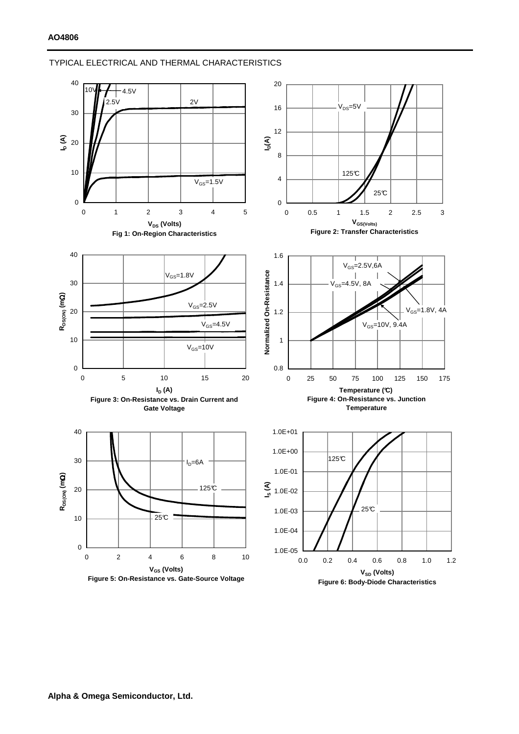TYPICAL ELECTRICAL AND THERMAL CHARACTERISTICS

**Fig 1: On-Region Characteristics**

**Figure 2: Transfer Characteristics**

**Figure 3: On-Resistance vs. Drain Current and Gate Voltage**

**Figure 4: On-Resistance vs. Junction Temperature**

**Figure 5: On-Resistance vs. Gate-Source Voltage**

**Figure 6: Body-Diode Characteristics**

**Alpha & Omega Semiconductor, Ltd.**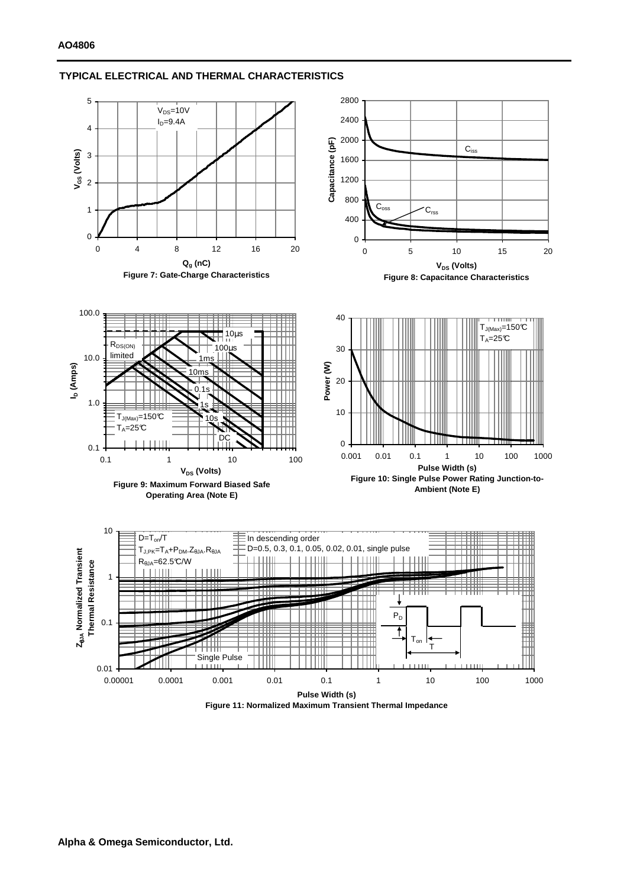## TYPICAL ELECTRICAL AND THERMAL CHARACTERISTICS

$V_{DS}$=10V
$I_D$=9.4A

$V_{GS}$ (Volts)

0 1 2 3 4 5

0 4 8 12 16 20

$Q_g$ (nC)

**Figure 7: Gate-Charge Characteristics**

$C_{iss}$
$C_{oss}$
$C_{rss}$

Capacitance (pF)

0 400 800 1200 1600 2000 2400 2800

0 5 10 15 20

$V_{DS}$ (Volts)

**Figure 8: Capacitance Characteristics**

$R_{DS(ON)}$ limited

10μs
100μs
1ms
10ms
0.1s
1s
10s
DC

$T_{J(Max)}$=150°C
$T_A$=25°C

$I_D$ (Amps)

0.1 1.0 10.0 100.0

0.1 1 10 100

$V_{DS}$ (Volts)

**Figure 9: Maximum Forward Biased Safe Operating Area (Note E)**

$T_{J(Max)}$=150°C
$T_A$=25°C

Power (W)

0 10 20 30 40

0.001 0.01 0.1 1 10 100 1000

Pulse Width (s)

**Figure 10: Single Pulse Power Rating Junction-to-Ambient (Note E)**

$D=T_{on}/T$
$T_{J,PK}=T_A+P_{DM}.Z_{\theta JA}.R_{\theta JA}$
$R_{\theta JA}$=62.5°C/W

In descending order
D=0.5, 0.3, 0.1, 0.05, 0.02, 0.01, single pulse

Single Pulse

$P_D$
$T_{on}$
T

$Z_{\theta JA}$ Normalized Transient Thermal Resistance

0.01 0.1 1 10

0.00001 0.0001 0.001 0.01 0.1 1 10 100 1000

Pulse Width (s)

**Figure 11: Normalized Maximum Transient Thermal Impedance**

**Alpha & Omega Semiconductor, Ltd.**